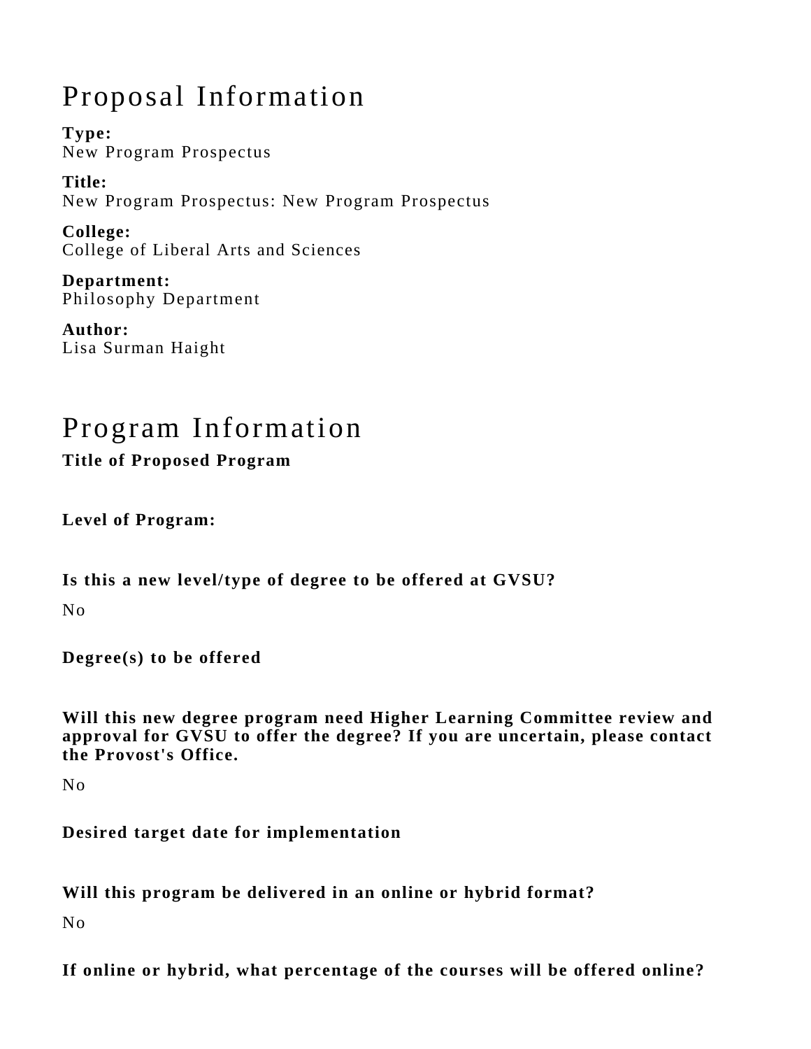# Proposal Information

**Type:**
New Program Prospectus

**Title:**
New Program Prospectus: New Program Prospectus

**College:**
College of Liberal Arts and Sciences

**Department:**
Philosophy Department

**Author:**
Lisa Surman Haight

# Program Information

**Title of Proposed Program**

**Level of Program:**

**Is this a new level/type of degree to be offered at GVSU?**

No

**Degree(s) to be offered**

**Will this new degree program need Higher Learning Committee review and approval for GVSU to offer the degree? If you are uncertain, please contact the Provost's Office.**

No

**Desired target date for implementation**

**Will this program be delivered in an online or hybrid format?**

No

**If online or hybrid, what percentage of the courses will be offered online?**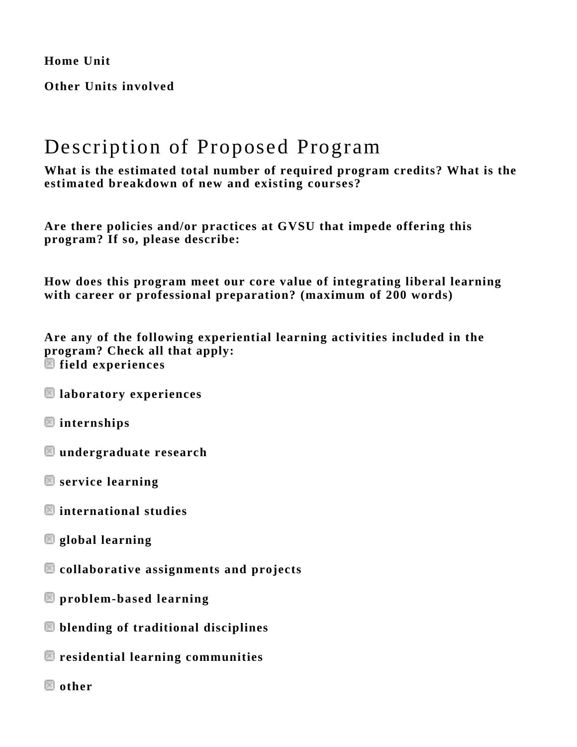**Home Unit**

**Other Units involved**

# Description of Proposed Program

**What is the estimated total number of required program credits? What is the estimated breakdown of new and existing courses?**

**Are there policies and/or practices at GVSU that impede offering this program? If so, please describe:**

**How does this program meet our core value of integrating liberal learning with career or professional preparation? (maximum of 200 words)**

**Are any of the following experiential learning activities included in the program? Check all that apply:**

- ☐ **field experiences**
- ☐ **laboratory experiences**
- ☐ **internships**
- ☐ **undergraduate research**
- ☐ **service learning**
- ☐ **international studies**
- ☐ **global learning**
- ☐ **collaborative assignments and projects**
- ☐ **problem-based learning**
- ☐ **blending of traditional disciplines**
- ☐ **residential learning communities**
- ☐ **other**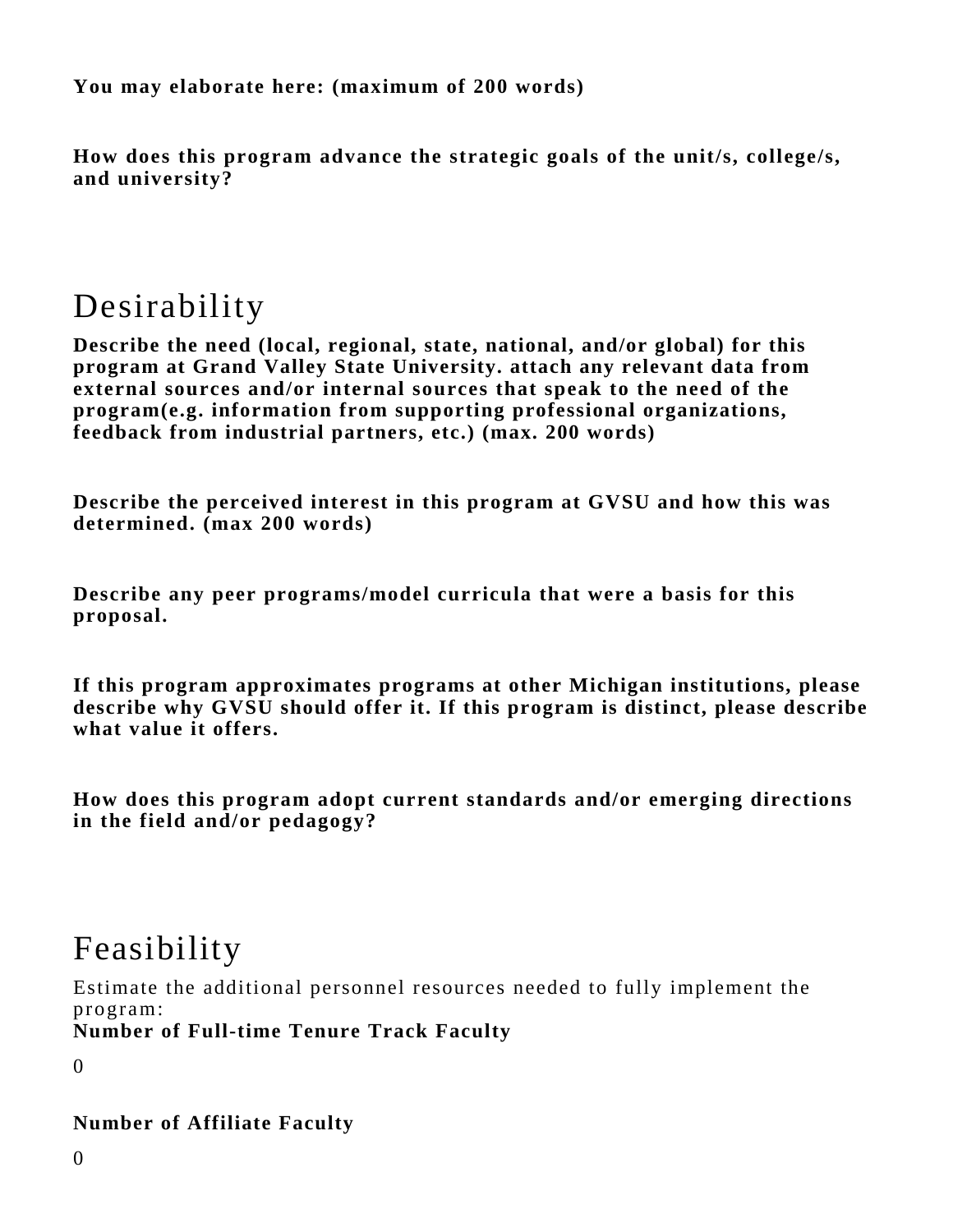**You may elaborate here: (maximum of 200 words)**

**How does this program advance the strategic goals of the unit/s, college/s, and university?**

# Desirability

**Describe the need (local, regional, state, national, and/or global) for this program at Grand Valley State University. attach any relevant data from external sources and/or internal sources that speak to the need of the program(e.g. information from supporting professional organizations, feedback from industrial partners, etc.) (max. 200 words)**

**Describe the perceived interest in this program at GVSU and how this was determined. (max 200 words)**

**Describe any peer programs/model curricula that were a basis for this proposal.**

**If this program approximates programs at other Michigan institutions, please describe why GVSU should offer it. If this program is distinct, please describe what value it offers.**

**How does this program adopt current standards and/or emerging directions in the field and/or pedagogy?**

# Feasibility

Estimate the additional personnel resources needed to fully implement the program:

**Number of Full-time Tenure Track Faculty**

0

**Number of Affiliate Faculty**

0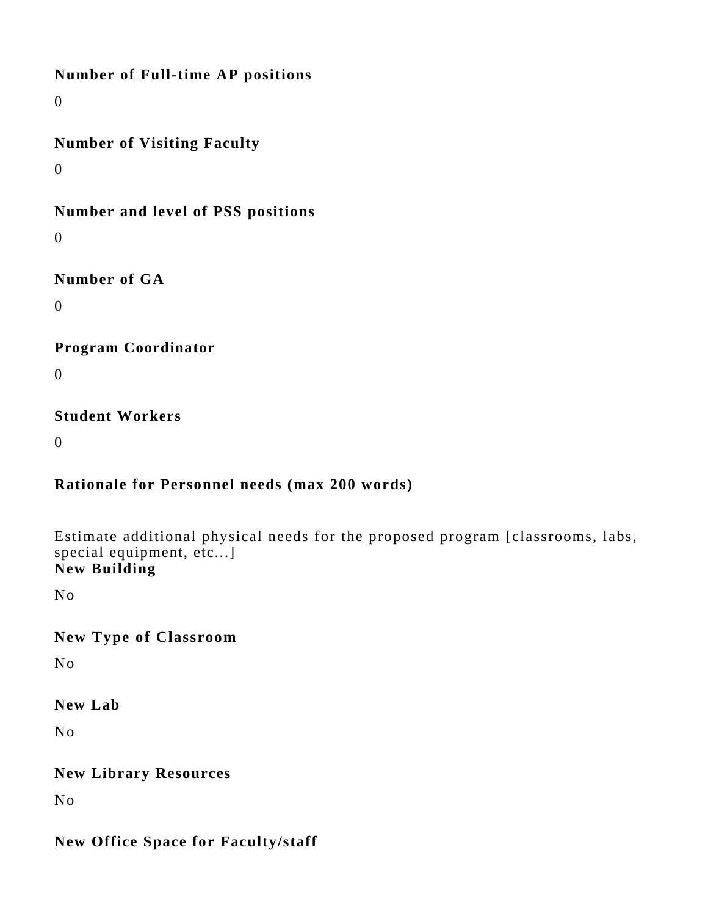**Number of Full-time AP positions**

0

**Number of Visiting Faculty**

0

**Number and level of PSS positions**

0

**Number of GA**

0

**Program Coordinator**

0

**Student Workers**

0

**Rationale for Personnel needs (max 200 words)**

Estimate additional physical needs for the proposed program [classrooms, labs, special equipment, etc...]

**New Building**

No

**New Type of Classroom**

No

**New Lab**

No

**New Library Resources**

No

**New Office Space for Faculty/staff**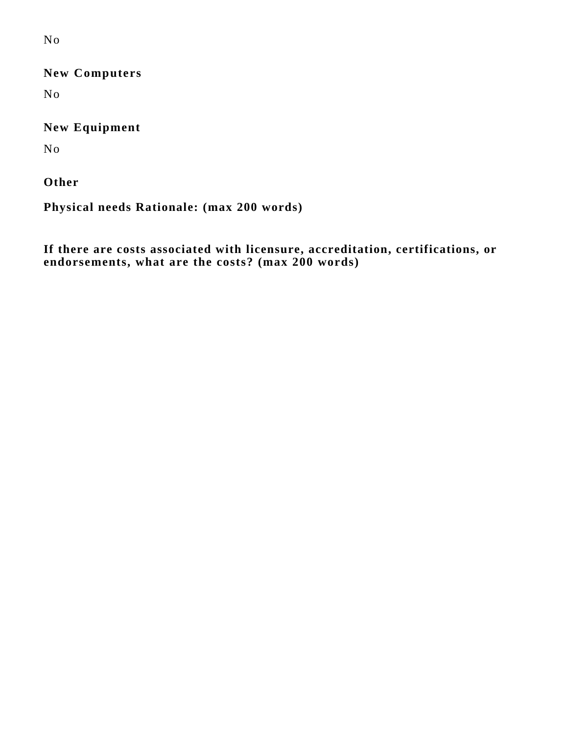No

**New Computers**

No

**New Equipment**

No

**Other**

**Physical needs Rationale: (max 200 words)**

**If there are costs associated with licensure, accreditation, certifications, or endorsements, what are the costs? (max 200 words)**